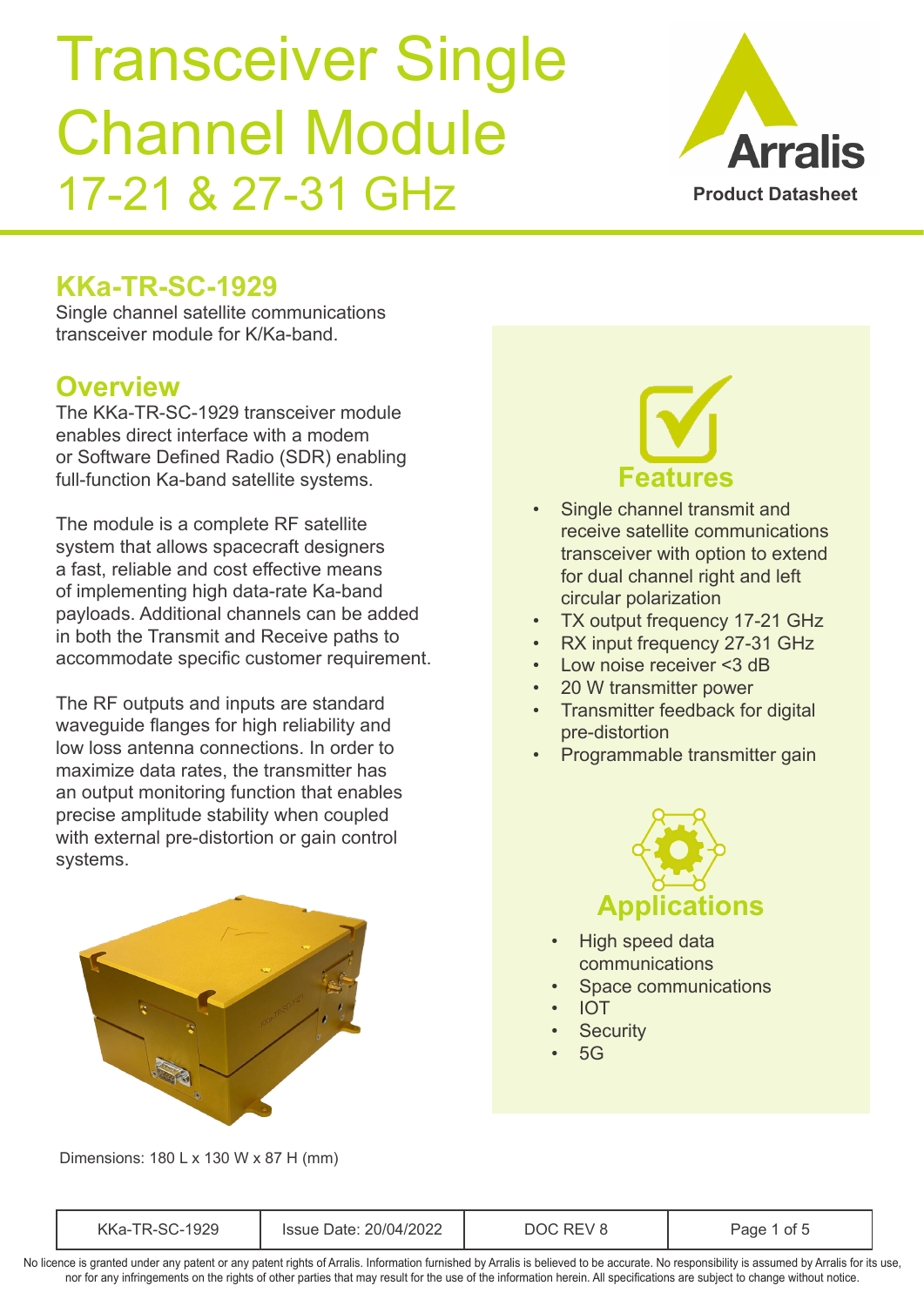# Transceiver Single Channel Module 17-21 & 27-31 GHz

Arralis

Product Datasheet

## KKa-TR-SC-1929

Single channel satellite communications transceiver module for K/Ka-band.

## Overview

The KKa-TR-SC-1929 transceiver module enables direct interface with a modem or Software Defined Radio (SDR) enabling full-function Ka-band satellite systems.

The module is a complete RF satellite system that allows spacecraft designers a fast, reliable and cost effective means of implementing high data-rate Ka-band payloads. Additional channels can be added in both the Transmit and Receive paths to accommodate specific customer requirement.

The RF outputs and inputs are standard waveguide flanges for high reliability and low loss antenna connections. In order to maximize data rates, the transmitter has an output monitoring function that enables precise amplitude stability when coupled with external pre-distortion or gain control systems.

Dimensions: 180 L x 130 W x 87 H (mm)

## Features

- Single channel transmit and receive satellite communications transceiver with option to extend for dual channel right and left circular polarization
- TX output frequency 17-21 GHz
- RX input frequency 27-31 GHz
- Low noise receiver <3 dB
- 20 W transmitter power
- Transmitter feedback for digital pre-distortion
- Programmable transmitter gain

## Applications

- High speed data communications
- Space communications
- IOT
- Security
- 5G

| KKa-TR-SC-1929 | Issue Date: 20/04/2022 | DOC REV 8 |
|---|---|---|

No licence is granted under any patent or any patent rights of Arralis. Information furnished by Arralis is believed to be accurate. No responsibility is assumed by Arralis for its use, nor for any infringements on the rights of other parties that may result for the use of the information herein. All specifications are subject to change without notice.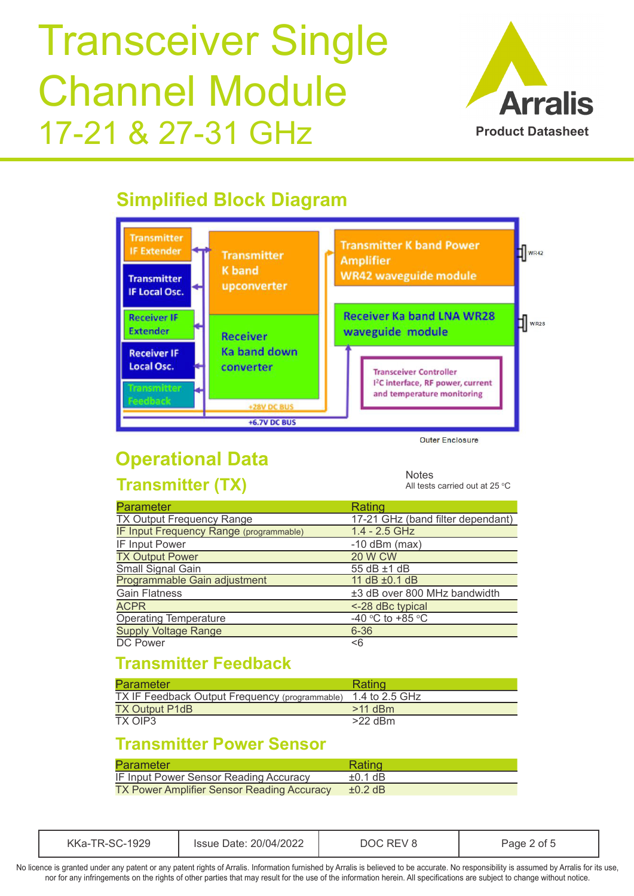# Transceiver Single Channel Module 17-21 & 27-31 GHz

Arralis
Product Datasheet

## Simplified Block Diagram

Transmitter IF Extender

Transmitter IF Local Osc.

Receiver IF Extender

Receiver IF Local Osc.

Transmitter Feedback

Transmitter K band upconverter

Receiver Ka band down converter

Transmitter K band Power Amplifier WR42 waveguide module

Receiver Ka band LNA WR28 waveguide module

Transceiver Controller
I²C interface, RF power, current and temperature monitoring

+28V DC BUS

+6.7V DC BUS

WR42

WR28

Outer Enclosure

## Operational Data

### Transmitter (TX)

Notes
All tests carried out at 25 °C

| Parameter | Rating |
|---|---|
| TX Output Frequency Range | 17-21 GHz (band filter dependant) |
| IF Input Frequency Range (programmable) | 1.4 - 2.5 GHz |
| IF Input Power | -10 dBm (max) |
| TX Output Power | 20 W CW |
| Small Signal Gain | 55 dB ±1 dB |
| Programmable Gain adjustment | 11 dB ±0.1 dB |
| Gain Flatness | ±3 dB over 800 MHz bandwidth |
| ACPR | <-28 dBc typical |
| Operating Temperature | -40 °C to +85 °C |
| Supply Voltage Range | 6-36 |
| DC Power | <6 |

### Transmitter Feedback

| Parameter | Rating |
|---|---|
| TX IF Feedback Output Frequency (programmable) | 1.4 to 2.5 GHz |
| TX Output P1dB | >11 dBm |
| TX OIP3 | >22 dBm |

### Transmitter Power Sensor

| Parameter | Rating |
|---|---|
| IF Input Power Sensor Reading Accuracy | ±0.1 dB |
| TX Power Amplifier Sensor Reading Accuracy | ±0.2 dB |

| KKa-TR-SC-1929 | Issue Date: 20/04/2022 | DOC REV 8 |
|---|---|---|

No licence is granted under any patent or any patent rights of Arralis. Information furnished by Arralis is believed to be accurate. No responsibility is assumed by Arralis for its use, nor for any infringements on the rights of other parties that may result for the use of the information herein. All specifications are subject to change without notice.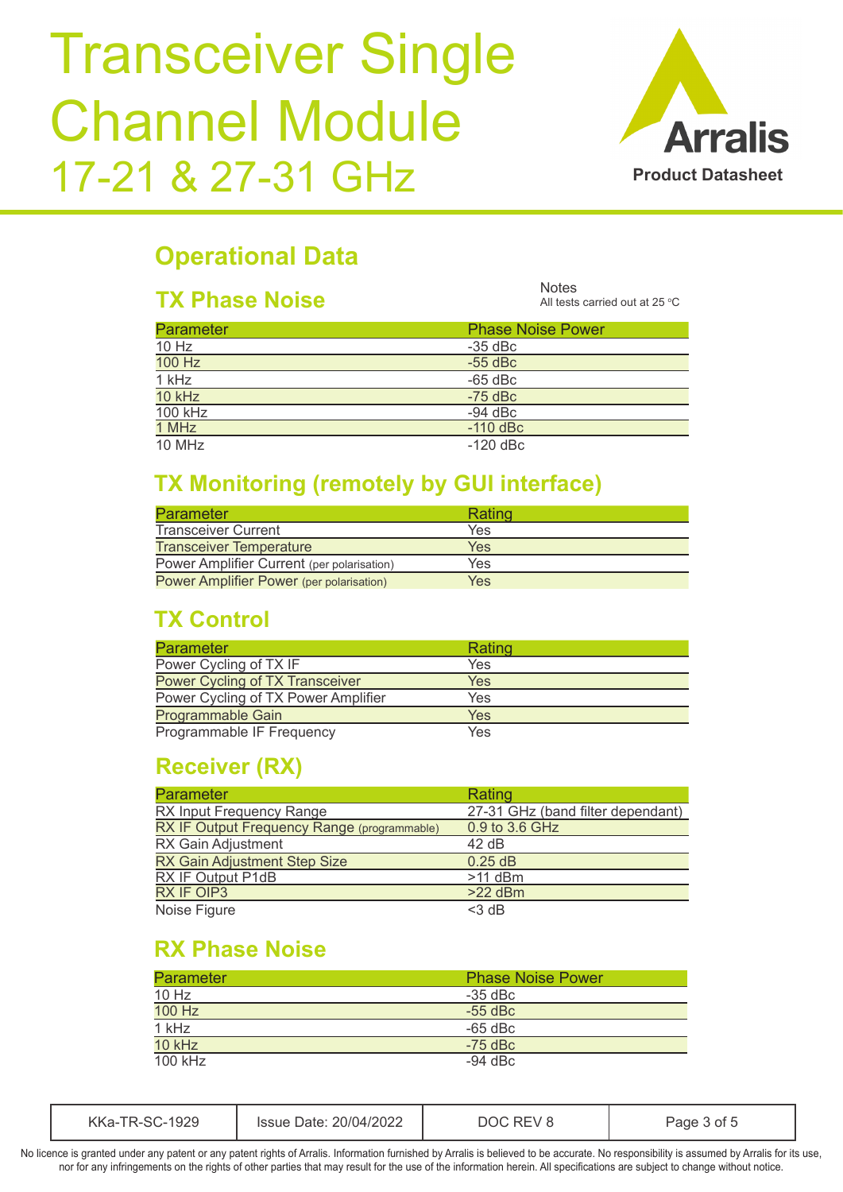# Transceiver Single Channel Module 17-21 & 27-31 GHz

Arralis Product Datasheet

## Operational Data

### TX Phase Noise

Notes
All tests carried out at 25 °C

| Parameter | Phase Noise Power |
|---|---|
| 10 Hz | -35 dBc |
| 100 Hz | -55 dBc |
| 1 kHz | -65 dBc |
| 10 kHz | -75 dBc |
| 100 kHz | -94 dBc |
| 1 MHz | -110 dBc |
| 10 MHz | -120 dBc |

### TX Monitoring (remotely by GUI interface)

| Parameter | Rating |
|---|---|
| Transceiver Current | Yes |
| Transceiver Temperature | Yes |
| Power Amplifier Current (per polarisation) | Yes |
| Power Amplifier Power (per polarisation) | Yes |

### TX Control

| Parameter | Rating |
|---|---|
| Power Cycling of TX IF | Yes |
| Power Cycling of TX Transceiver | Yes |
| Power Cycling of TX Power Amplifier | Yes |
| Programmable Gain | Yes |
| Programmable IF Frequency | Yes |

### Receiver (RX)

| Parameter | Rating |
|---|---|
| RX Input Frequency Range | 27-31 GHz (band filter dependant) |
| RX IF Output Frequency Range (programmable) | 0.9 to 3.6 GHz |
| RX Gain Adjustment | 42 dB |
| RX Gain Adjustment Step Size | 0.25 dB |
| RX IF Output P1dB | >11 dBm |
| RX IF OIP3 | >22 dBm |
| Noise Figure | <3 dB |

### RX Phase Noise

| Parameter | Phase Noise Power |
|---|---|
| 10 Hz | -35 dBc |
| 100 Hz | -55 dBc |
| 1 kHz | -65 dBc |
| 10 kHz | -75 dBc |
| 100 kHz | -94 dBc |

| KKa-TR-SC-1929 | Issue Date: 20/04/2022 | DOC REV 8 |
|---|---|---|

No licence is granted under any patent or any patent rights of Arralis. Information furnished by Arralis is believed to be accurate. No responsibility is assumed by Arralis for its use, nor for any infringements on the rights of other parties that may result for the use of the information herein. All specifications are subject to change without notice.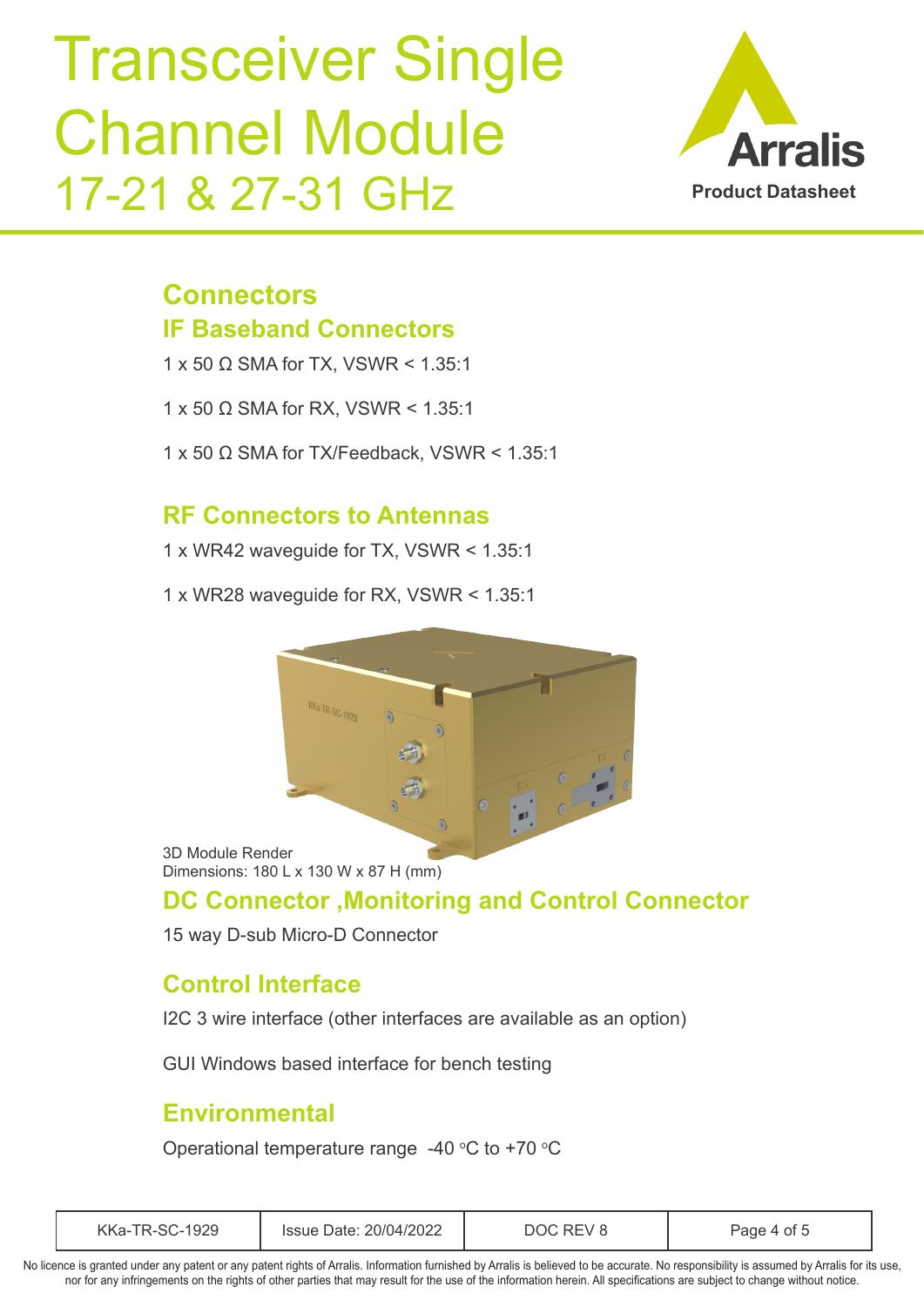# Transceiver Single Channel Module

## 17-21 & 27-31 GHz

## Connectors

### IF Baseband Connectors

1 x 50 Ω SMA for TX, VSWR < 1.35:1

1 x 50 Ω SMA for RX, VSWR < 1.35:1

1 x 50 Ω SMA for TX/Feedback, VSWR < 1.35:1

### RF Connectors to Antennas

1 x WR42 waveguide for TX, VSWR < 1.35:1

1 x WR28 waveguide for RX, VSWR < 1.35:1

3D Module Render
Dimensions: 180 L x 130 W x 87 H (mm)

### DC Connector ,Monitoring and Control Connector

15 way D-sub Micro-D Connector

### Control Interface

I2C 3 wire interface (other interfaces are available as an option)

GUI Windows based interface for bench testing

### Environmental

Operational temperature range -40 °C to +70 °C

| KKa-TR-SC-1929 | Issue Date: 20/04/2022 | DOC REV 8 |
|---|---|---|

No licence is granted under any patent or any patent rights of Arralis. Information furnished by Arralis is believed to be accurate. No responsibility is assumed by Arralis for its use, nor for any infringements on the rights of other parties that may result for the use of the information herein. All specifications are subject to change without notice.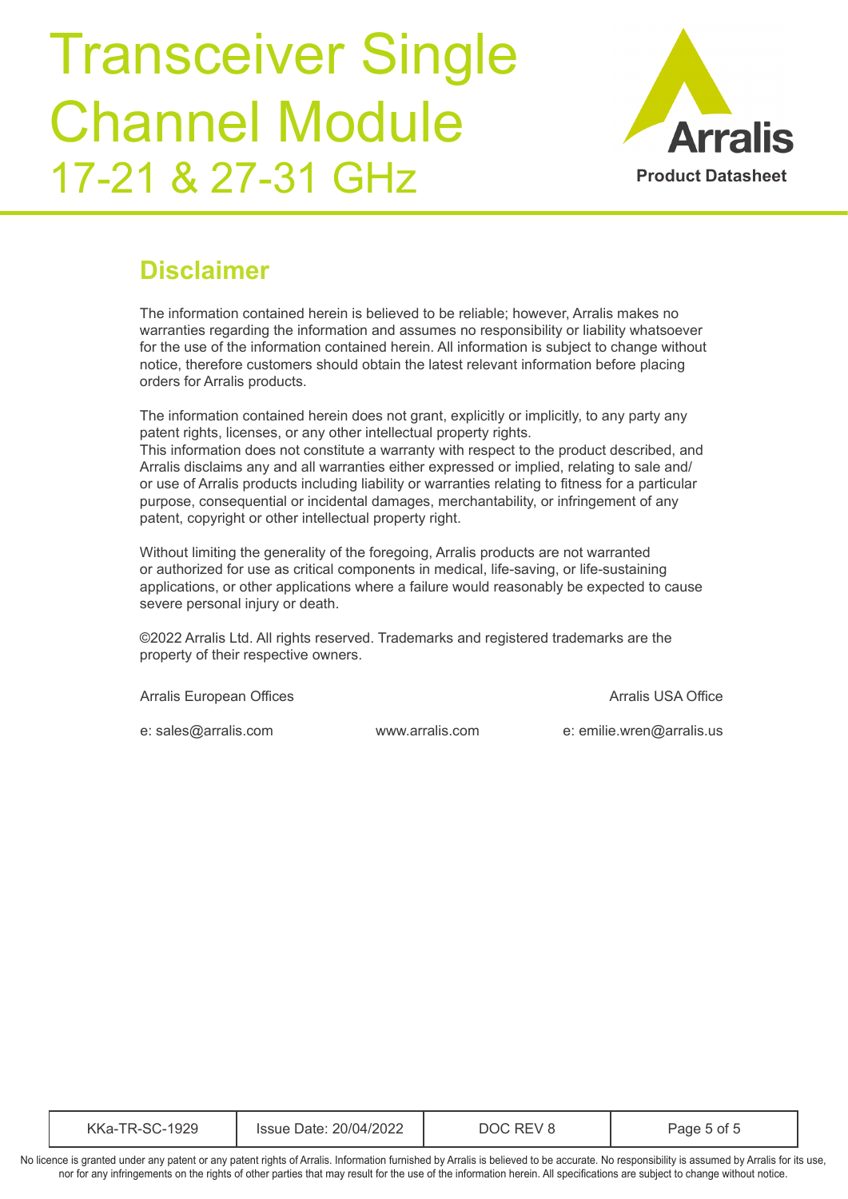## Disclaimer

The information contained herein is believed to be reliable; however, Arralis makes no warranties regarding the information and assumes no responsibility or liability whatsoever for the use of the information contained herein. All information is subject to change without notice, therefore customers should obtain the latest relevant information before placing orders for Arralis products.

The information contained herein does not grant, explicitly or implicitly, to any party any patent rights, licenses, or any other intellectual property rights.
This information does not constitute a warranty with respect to the product described, and Arralis disclaims any and all warranties either expressed or implied, relating to sale and/ or use of Arralis products including liability or warranties relating to fitness for a particular purpose, consequential or incidental damages, merchantability, or infringement of any patent, copyright or other intellectual property right.

Without limiting the generality of the foregoing, Arralis products are not warranted or authorized for use as critical components in medical, life-saving, or life-sustaining applications, or other applications where a failure would reasonably be expected to cause severe personal injury or death.

©2022 Arralis Ltd. All rights reserved. Trademarks and registered trademarks are the property of their respective owners.

Arralis European Offices

e: sales@arralis.com

www.arralis.com

Arralis USA Office

e: emilie.wren@arralis.us